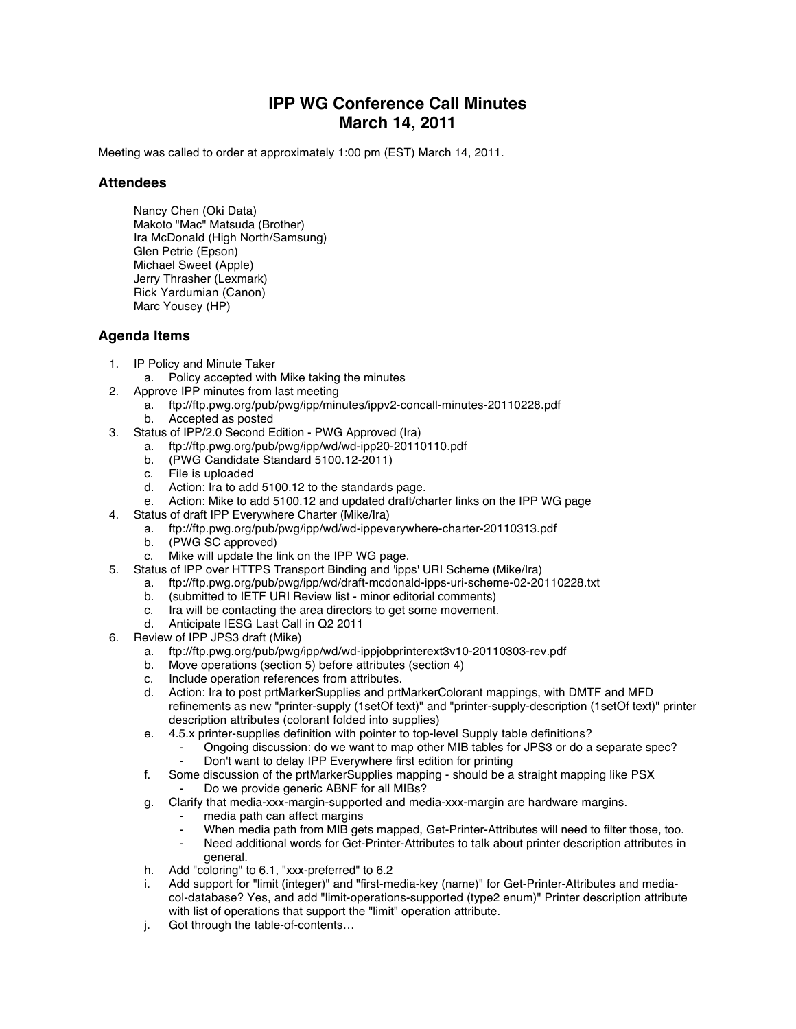# IPP WG Conference Call Minutes
# March 14, 2011

Meeting was called to order at approximately 1:00 pm (EST) March 14, 2011.

## Attendees

Nancy Chen (Oki Data)
Makoto "Mac" Matsuda (Brother)
Ira McDonald (High North/Samsung)
Glen Petrie (Epson)
Michael Sweet (Apple)
Jerry Thrasher (Lexmark)
Rick Yardumian (Canon)
Marc Yousey (HP)

## Agenda Items

1. IP Policy and Minute Taker
    a. Policy accepted with Mike taking the minutes
2. Approve IPP minutes from last meeting
    a. ftp://ftp.pwg.org/pub/pwg/ipp/minutes/ippv2-concall-minutes-20110228.pdf
    b. Accepted as posted
3. Status of IPP/2.0 Second Edition - PWG Approved (Ira)
    a. ftp://ftp.pwg.org/pub/pwg/ipp/wd/wd-ipp20-20110110.pdf
    b. (PWG Candidate Standard 5100.12-2011)
    c. File is uploaded
    d. Action: Ira to add 5100.12 to the standards page.
    e. Action: Mike to add 5100.12 and updated draft/charter links on the IPP WG page
4. Status of draft IPP Everywhere Charter (Mike/Ira)
    a. ftp://ftp.pwg.org/pub/pwg/ipp/wd/wd-ippeverywhere-charter-20110313.pdf
    b. (PWG SC approved)
    c. Mike will update the link on the IPP WG page.
5. Status of IPP over HTTPS Transport Binding and 'ipps' URI Scheme (Mike/Ira)
    a. ftp://ftp.pwg.org/pub/pwg/ipp/wd/draft-mcdonald-ipps-uri-scheme-02-20110228.txt
    b. (submitted to IETF URI Review list - minor editorial comments)
    c. Ira will be contacting the area directors to get some movement.
    d. Anticipate IESG Last Call in Q2 2011
6. Review of IPP JPS3 draft (Mike)
    a. ftp://ftp.pwg.org/pub/pwg/ipp/wd/wd-ippjobprinterext3v10-20110303-rev.pdf
    b. Move operations (section 5) before attributes (section 4)
    c. Include operation references from attributes.
    d. Action: Ira to post prtMarkerSupplies and prtMarkerColorant mappings, with DMTF and MFD refinements as new "printer-supply (1setOf text)" and "printer-supply-description (1setOf text)" printer description attributes (colorant folded into supplies)
    e. 4.5.x printer-supplies definition with pointer to top-level Supply table definitions?
        - Ongoing discussion: do we want to map other MIB tables for JPS3 or do a separate spec?
        - Don't want to delay IPP Everywhere first edition for printing
    f. Some discussion of the prtMarkerSupplies mapping - should be a straight mapping like PSX
        - Do we provide generic ABNF for all MIBs?
    g. Clarify that media-xxx-margin-supported and media-xxx-margin are hardware margins.
        - media path can affect margins
        - When media path from MIB gets mapped, Get-Printer-Attributes will need to filter those, too.
        - Need additional words for Get-Printer-Attributes to talk about printer description attributes in general.
    h. Add "coloring" to 6.1, "xxx-preferred" to 6.2
    i. Add support for "limit (integer)" and "first-media-key (name)" for Get-Printer-Attributes and media-col-database? Yes, and add "limit-operations-supported (type2 enum)" Printer description attribute with list of operations that support the "limit" operation attribute.
    j. Got through the table-of-contents…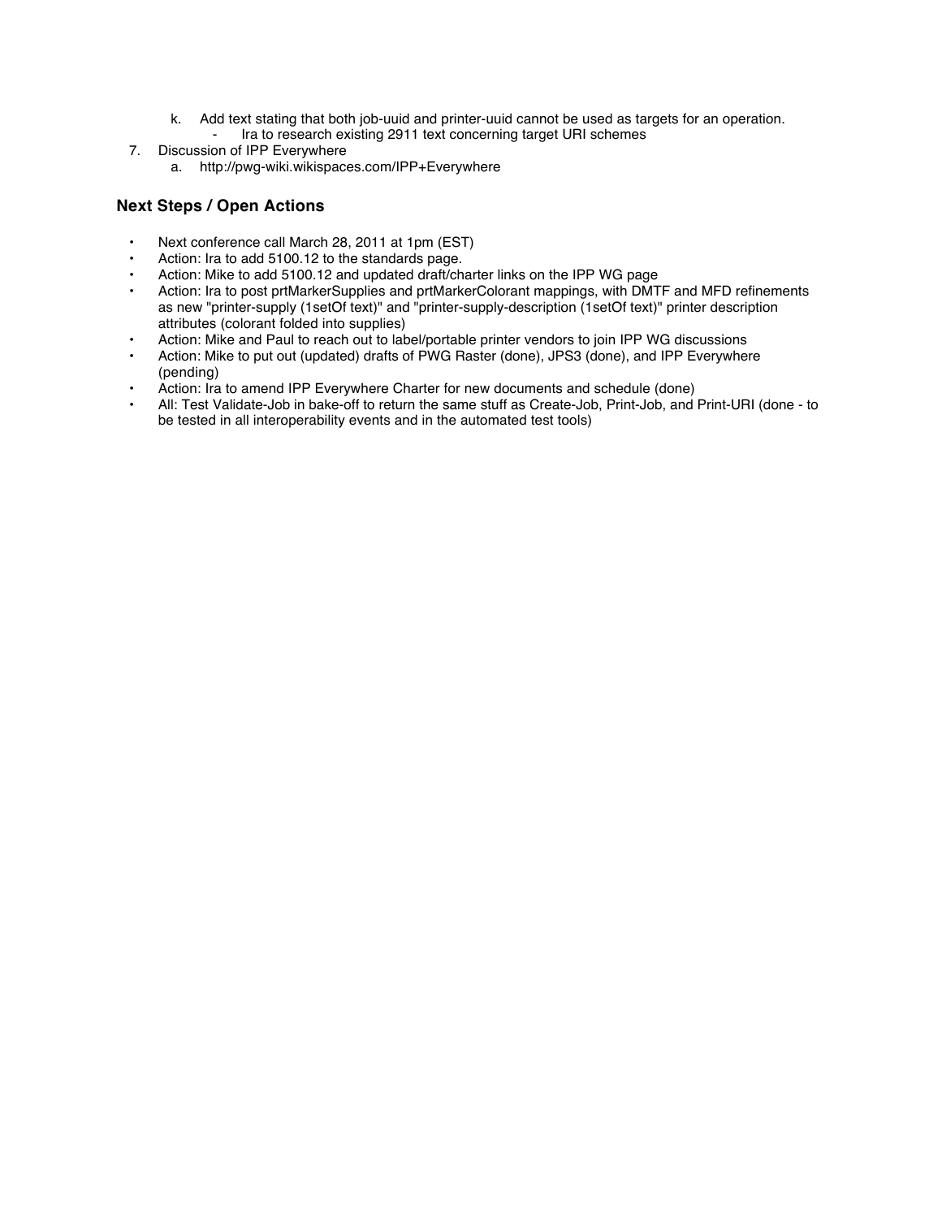k. Add text stating that both job-uuid and printer-uuid cannot be used as targets for an operation.
   - Ira to research existing 2911 text concerning target URI schemes

7. Discussion of IPP Everywhere
   a. http://pwg-wiki.wikispaces.com/IPP+Everywhere

### Next Steps / Open Actions

- Next conference call March 28, 2011 at 1pm (EST)
- Action: Ira to add 5100.12 to the standards page.
- Action: Mike to add 5100.12 and updated draft/charter links on the IPP WG page
- Action: Ira to post prtMarkerSupplies and prtMarkerColorant mappings, with DMTF and MFD refinements as new "printer-supply (1setOf text)" and "printer-supply-description (1setOf text)" printer description attributes (colorant folded into supplies)
- Action: Mike and Paul to reach out to label/portable printer vendors to join IPP WG discussions
- Action: Mike to put out (updated) drafts of PWG Raster (done), JPS3 (done), and IPP Everywhere (pending)
- Action: Ira to amend IPP Everywhere Charter for new documents and schedule (done)
- All: Test Validate-Job in bake-off to return the same stuff as Create-Job, Print-Job, and Print-URI (done - to be tested in all interoperability events and in the automated test tools)